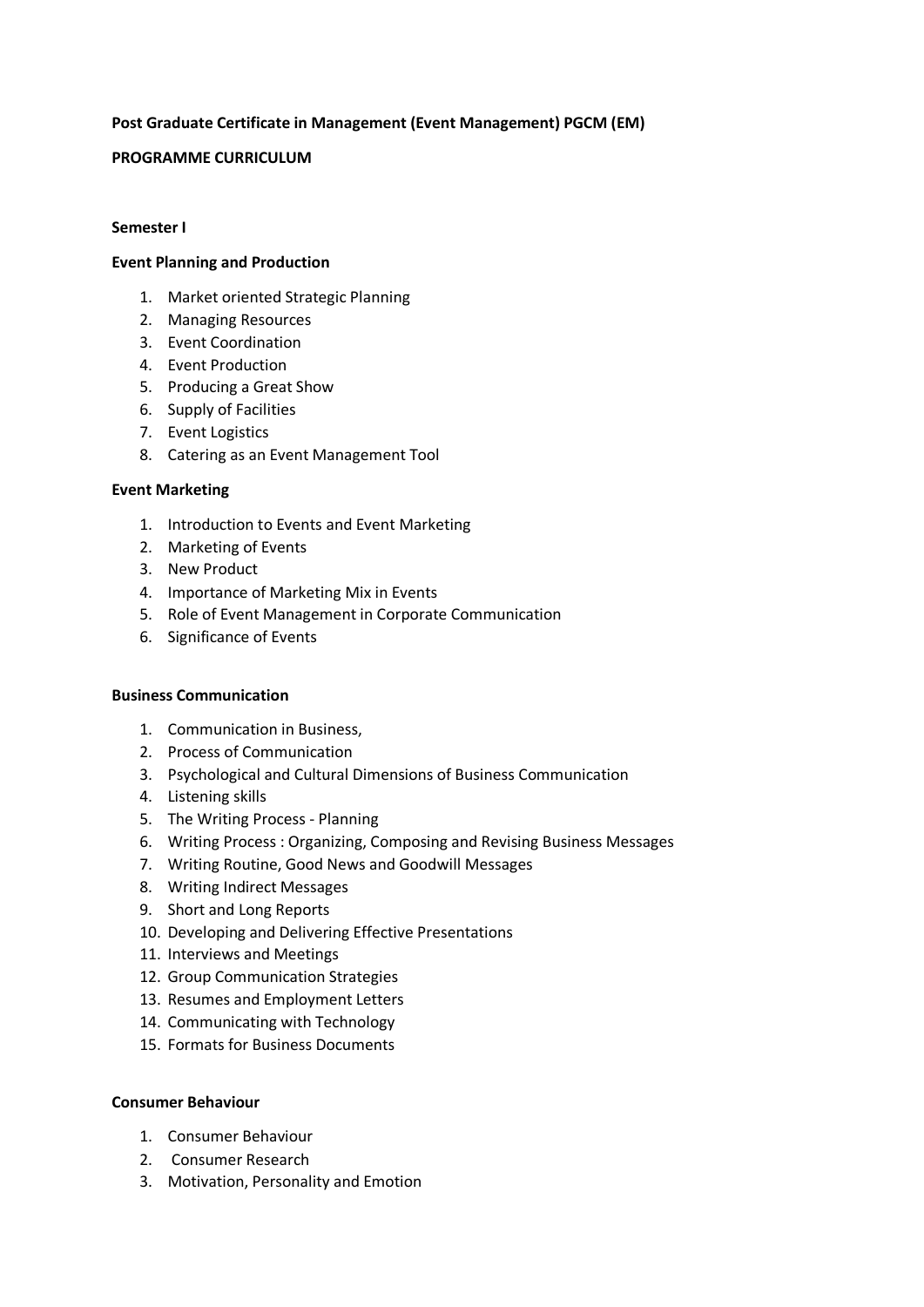**Post Graduate Certificate in Management (Event Management) PGCM (EM)**

**PROGRAMME CURRICULUM**

**Semester I**

**Event Planning and Production**

1. Market oriented Strategic Planning
2. Managing Resources
3. Event Coordination
4. Event Production
5. Producing a Great Show
6. Supply of Facilities
7. Event Logistics
8. Catering as an Event Management Tool

**Event Marketing**

1. Introduction to Events and Event Marketing
2. Marketing of Events
3. New Product
4. Importance of Marketing Mix in Events
5. Role of Event Management in Corporate Communication
6. Significance of Events

**Business Communication**

1. Communication in Business,
2. Process of Communication
3. Psychological and Cultural Dimensions of Business Communication
4. Listening skills
5. The Writing Process - Planning
6. Writing Process : Organizing, Composing and Revising Business Messages
7. Writing Routine, Good News and Goodwill Messages
8. Writing Indirect Messages
9. Short and Long Reports
10. Developing and Delivering Effective Presentations
11. Interviews and Meetings
12. Group Communication Strategies
13. Resumes and Employment Letters
14. Communicating with Technology
15. Formats for Business Documents

**Consumer Behaviour**

1. Consumer Behaviour
2. Consumer Research
3. Motivation, Personality and Emotion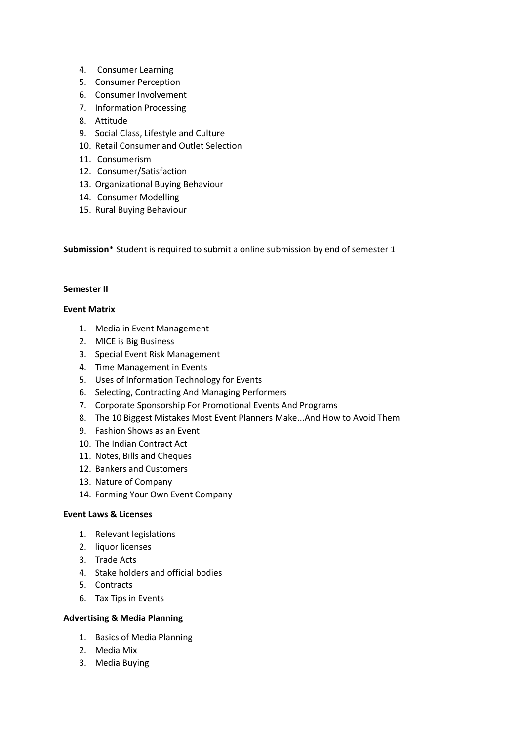4. Consumer Learning
5. Consumer Perception
6. Consumer Involvement
7. Information Processing
8. Attitude
9. Social Class, Lifestyle and Culture
10. Retail Consumer and Outlet Selection
11. Consumerism
12. Consumer/Satisfaction
13. Organizational Buying Behaviour
14. Consumer Modelling
15. Rural Buying Behaviour

**Submission*** Student is required to submit a online submission by end of semester 1

**Semester II**

**Event Matrix**

1. Media in Event Management
2. MICE is Big Business
3. Special Event Risk Management
4. Time Management in Events
5. Uses of Information Technology for Events
6. Selecting, Contracting And Managing Performers
7. Corporate Sponsorship For Promotional Events And Programs
8. The 10 Biggest Mistakes Most Event Planners Make...And How to Avoid Them
9. Fashion Shows as an Event
10. The Indian Contract Act
11. Notes, Bills and Cheques
12. Bankers and Customers
13. Nature of Company
14. Forming Your Own Event Company

**Event Laws & Licenses**

1. Relevant legislations
2. liquor licenses
3. Trade Acts
4. Stake holders and official bodies
5. Contracts
6. Tax Tips in Events

**Advertising & Media Planning**

1. Basics of Media Planning
2. Media Mix
3. Media Buying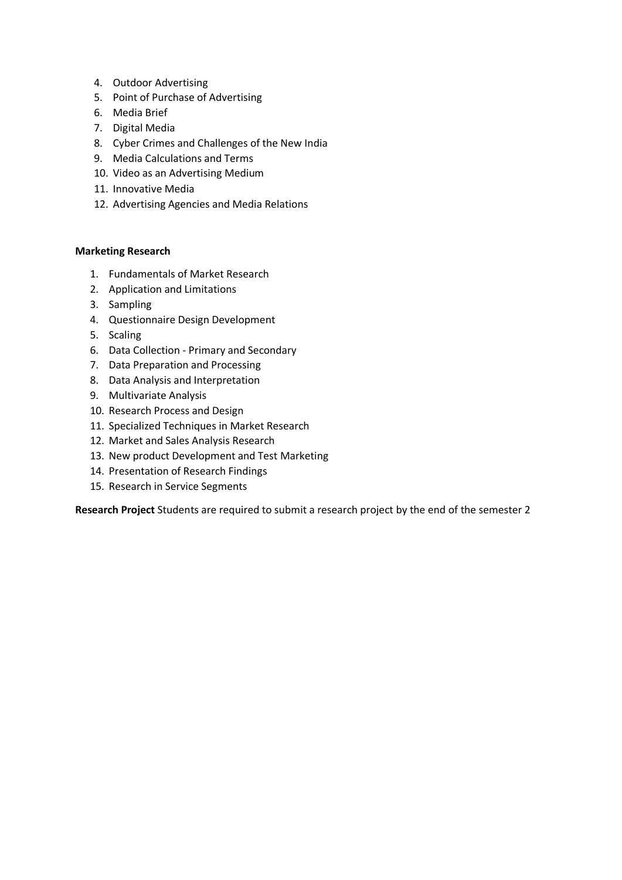4. Outdoor Advertising
5. Point of Purchase of Advertising
6. Media Brief
7. Digital Media
8. Cyber Crimes and Challenges of the New India
9. Media Calculations and Terms
10. Video as an Advertising Medium
11. Innovative Media
12. Advertising Agencies and Media Relations

**Marketing Research**

1. Fundamentals of Market Research
2. Application and Limitations
3. Sampling
4. Questionnaire Design Development
5. Scaling
6. Data Collection - Primary and Secondary
7. Data Preparation and Processing
8. Data Analysis and Interpretation
9. Multivariate Analysis
10. Research Process and Design
11. Specialized Techniques in Market Research
12. Market and Sales Analysis Research
13. New product Development and Test Marketing
14. Presentation of Research Findings
15. Research in Service Segments

**Research Project** Students are required to submit a research project by the end of the semester 2